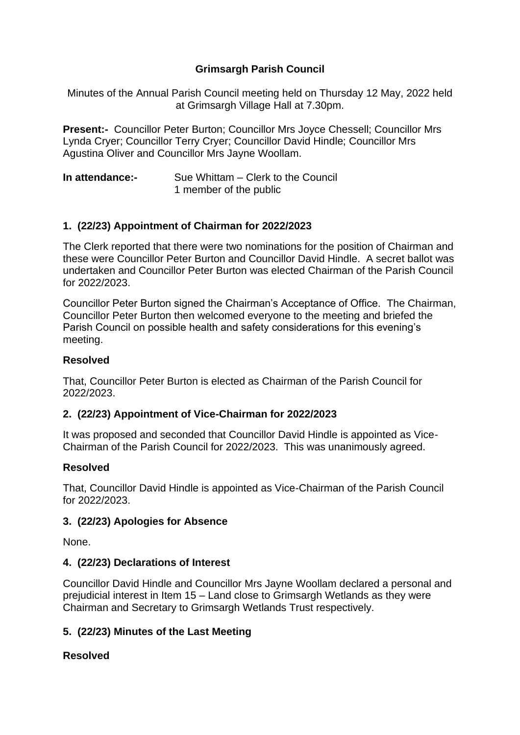# Grimsargh Parish Council

Minutes of the Annual Parish Council meeting held on Thursday 12 May, 2022 held at Grimsargh Village Hall at 7.30pm.

**Present:-** Councillor Peter Burton; Councillor Mrs Joyce Chessell; Councillor Mrs Lynda Cryer; Councillor Terry Cryer; Councillor David Hindle; Councillor Mrs Agustina Oliver and Councillor Mrs Jayne Woollam.

**In attendance:-** Sue Whittam – Clerk to the Council
1 member of the public

## 1. (22/23) Appointment of Chairman for 2022/2023

The Clerk reported that there were two nominations for the position of Chairman and these were Councillor Peter Burton and Councillor David Hindle. A secret ballot was undertaken and Councillor Peter Burton was elected Chairman of the Parish Council for 2022/2023.

Councillor Peter Burton signed the Chairman's Acceptance of Office. The Chairman, Councillor Peter Burton then welcomed everyone to the meeting and briefed the Parish Council on possible health and safety considerations for this evening's meeting.

### Resolved

That, Councillor Peter Burton is elected as Chairman of the Parish Council for 2022/2023.

## 2. (22/23) Appointment of Vice-Chairman for 2022/2023

It was proposed and seconded that Councillor David Hindle is appointed as Vice-Chairman of the Parish Council for 2022/2023. This was unanimously agreed.

### Resolved

That, Councillor David Hindle is appointed as Vice-Chairman of the Parish Council for 2022/2023.

## 3. (22/23) Apologies for Absence

None.

## 4. (22/23) Declarations of Interest

Councillor David Hindle and Councillor Mrs Jayne Woollam declared a personal and prejudicial interest in Item 15 – Land close to Grimsargh Wetlands as they were Chairman and Secretary to Grimsargh Wetlands Trust respectively.

## 5. (22/23) Minutes of the Last Meeting

### Resolved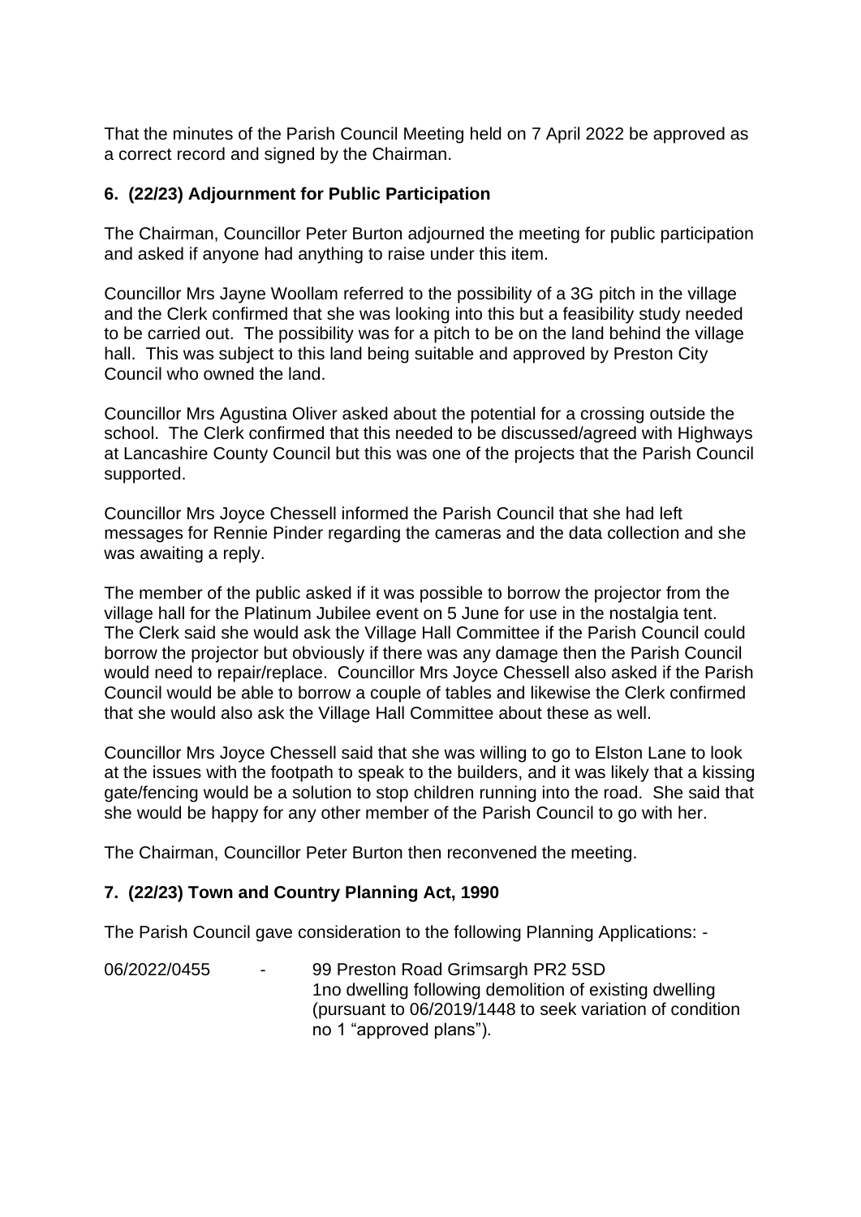That the minutes of the Parish Council Meeting held on 7 April 2022 be approved as a correct record and signed by the Chairman.

### 6. (22/23) Adjournment for Public Participation

The Chairman, Councillor Peter Burton adjourned the meeting for public participation and asked if anyone had anything to raise under this item.

Councillor Mrs Jayne Woollam referred to the possibility of a 3G pitch in the village and the Clerk confirmed that she was looking into this but a feasibility study needed to be carried out. The possibility was for a pitch to be on the land behind the village hall. This was subject to this land being suitable and approved by Preston City Council who owned the land.

Councillor Mrs Agustina Oliver asked about the potential for a crossing outside the school. The Clerk confirmed that this needed to be discussed/agreed with Highways at Lancashire County Council but this was one of the projects that the Parish Council supported.

Councillor Mrs Joyce Chessell informed the Parish Council that she had left messages for Rennie Pinder regarding the cameras and the data collection and she was awaiting a reply.

The member of the public asked if it was possible to borrow the projector from the village hall for the Platinum Jubilee event on 5 June for use in the nostalgia tent. The Clerk said she would ask the Village Hall Committee if the Parish Council could borrow the projector but obviously if there was any damage then the Parish Council would need to repair/replace. Councillor Mrs Joyce Chessell also asked if the Parish Council would be able to borrow a couple of tables and likewise the Clerk confirmed that she would also ask the Village Hall Committee about these as well.

Councillor Mrs Joyce Chessell said that she was willing to go to Elston Lane to look at the issues with the footpath to speak to the builders, and it was likely that a kissing gate/fencing would be a solution to stop children running into the road. She said that she would be happy for any other member of the Parish Council to go with her.

The Chairman, Councillor Peter Burton then reconvened the meeting.

### 7. (22/23) Town and Country Planning Act, 1990

The Parish Council gave consideration to the following Planning Applications: -

06/2022/0455 - 99 Preston Road Grimsargh PR2 5SD
1no dwelling following demolition of existing dwelling (pursuant to 06/2019/1448 to seek variation of condition no 1 "approved plans").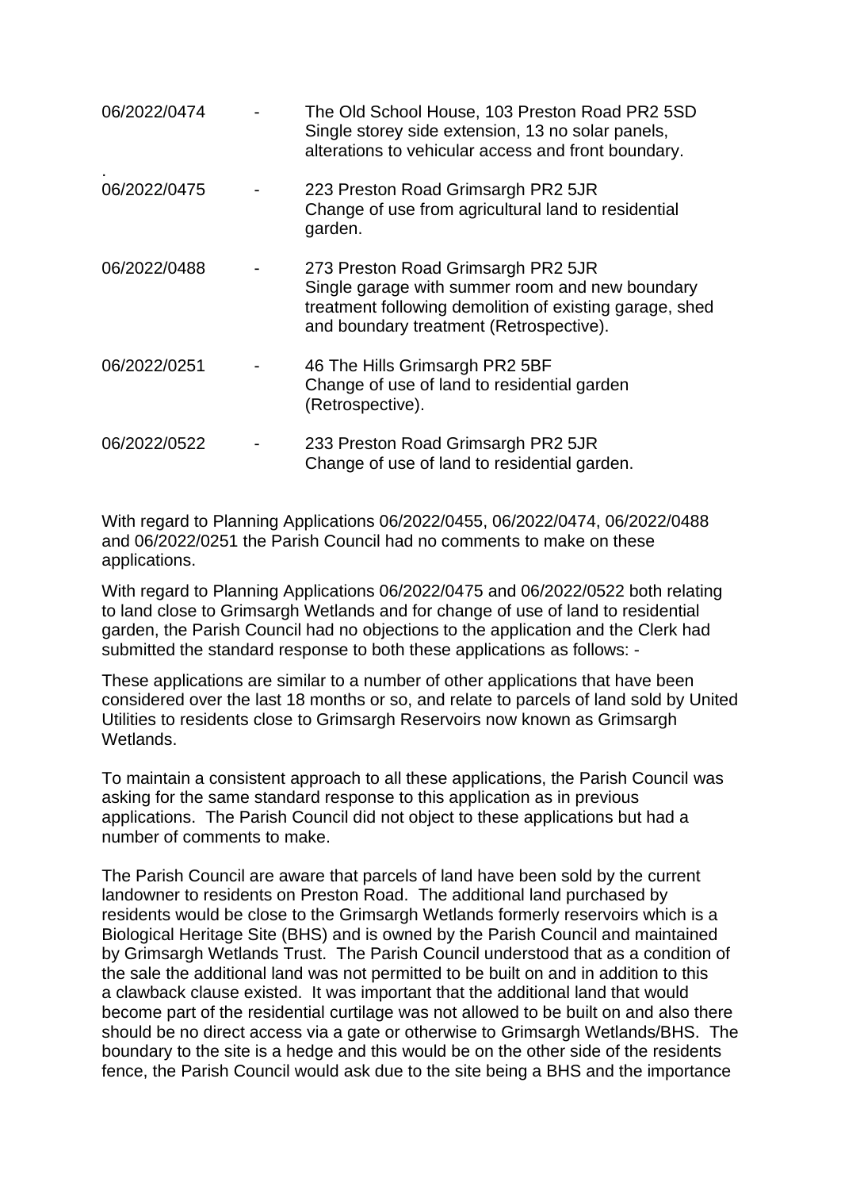06/2022/0474 - The Old School House, 103 Preston Road PR2 5SD
Single storey side extension, 13 no solar panels, alterations to vehicular access and front boundary.

.
06/2022/0475 - 223 Preston Road Grimsargh PR2 5JR
Change of use from agricultural land to residential garden.

06/2022/0488 - 273 Preston Road Grimsargh PR2 5JR
Single garage with summer room and new boundary treatment following demolition of existing garage, shed and boundary treatment (Retrospective).

06/2022/0251 - 46 The Hills Grimsargh PR2 5BF
Change of use of land to residential garden (Retrospective).

06/2022/0522 - 233 Preston Road Grimsargh PR2 5JR
Change of use of land to residential garden.

With regard to Planning Applications 06/2022/0455, 06/2022/0474, 06/2022/0488 and 06/2022/0251 the Parish Council had no comments to make on these applications.

With regard to Planning Applications 06/2022/0475 and 06/2022/0522 both relating to land close to Grimsargh Wetlands and for change of use of land to residential garden, the Parish Council had no objections to the application and the Clerk had submitted the standard response to both these applications as follows: -

These applications are similar to a number of other applications that have been considered over the last 18 months or so, and relate to parcels of land sold by United Utilities to residents close to Grimsargh Reservoirs now known as Grimsargh Wetlands.

To maintain a consistent approach to all these applications, the Parish Council was asking for the same standard response to this application as in previous applications. The Parish Council did not object to these applications but had a number of comments to make.

The Parish Council are aware that parcels of land have been sold by the current landowner to residents on Preston Road. The additional land purchased by residents would be close to the Grimsargh Wetlands formerly reservoirs which is a Biological Heritage Site (BHS) and is owned by the Parish Council and maintained by Grimsargh Wetlands Trust. The Parish Council understood that as a condition of the sale the additional land was not permitted to be built on and in addition to this a clawback clause existed. It was important that the additional land that would become part of the residential curtilage was not allowed to be built on and also there should be no direct access via a gate or otherwise to Grimsargh Wetlands/BHS. The boundary to the site is a hedge and this would be on the other side of the residents fence, the Parish Council would ask due to the site being a BHS and the importance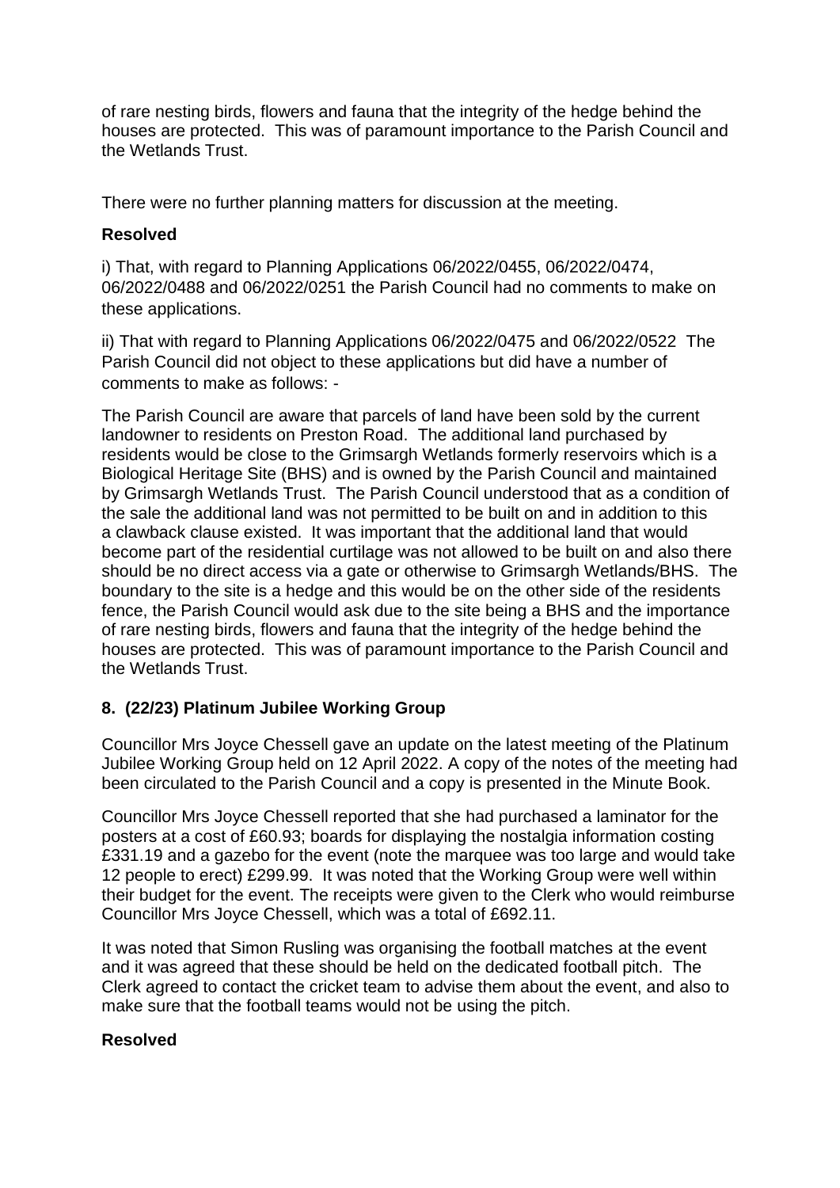of rare nesting birds, flowers and fauna that the integrity of the hedge behind the houses are protected. This was of paramount importance to the Parish Council and the Wetlands Trust.

There were no further planning matters for discussion at the meeting.

**Resolved**

i) That, with regard to Planning Applications 06/2022/0455, 06/2022/0474, 06/2022/0488 and 06/2022/0251 the Parish Council had no comments to make on these applications.

ii) That with regard to Planning Applications 06/2022/0475 and 06/2022/0522 The Parish Council did not object to these applications but did have a number of comments to make as follows: -

The Parish Council are aware that parcels of land have been sold by the current landowner to residents on Preston Road. The additional land purchased by residents would be close to the Grimsargh Wetlands formerly reservoirs which is a Biological Heritage Site (BHS) and is owned by the Parish Council and maintained by Grimsargh Wetlands Trust. The Parish Council understood that as a condition of the sale the additional land was not permitted to be built on and in addition to this a clawback clause existed. It was important that the additional land that would become part of the residential curtilage was not allowed to be built on and also there should be no direct access via a gate or otherwise to Grimsargh Wetlands/BHS. The boundary to the site is a hedge and this would be on the other side of the residents fence, the Parish Council would ask due to the site being a BHS and the importance of rare nesting birds, flowers and fauna that the integrity of the hedge behind the houses are protected. This was of paramount importance to the Parish Council and the Wetlands Trust.

## 8. (22/23) Platinum Jubilee Working Group

Councillor Mrs Joyce Chessell gave an update on the latest meeting of the Platinum Jubilee Working Group held on 12 April 2022. A copy of the notes of the meeting had been circulated to the Parish Council and a copy is presented in the Minute Book.

Councillor Mrs Joyce Chessell reported that she had purchased a laminator for the posters at a cost of £60.93; boards for displaying the nostalgia information costing £331.19 and a gazebo for the event (note the marquee was too large and would take 12 people to erect) £299.99. It was noted that the Working Group were well within their budget for the event. The receipts were given to the Clerk who would reimburse Councillor Mrs Joyce Chessell, which was a total of £692.11.

It was noted that Simon Rusling was organising the football matches at the event and it was agreed that these should be held on the dedicated football pitch. The Clerk agreed to contact the cricket team to advise them about the event, and also to make sure that the football teams would not be using the pitch.

**Resolved**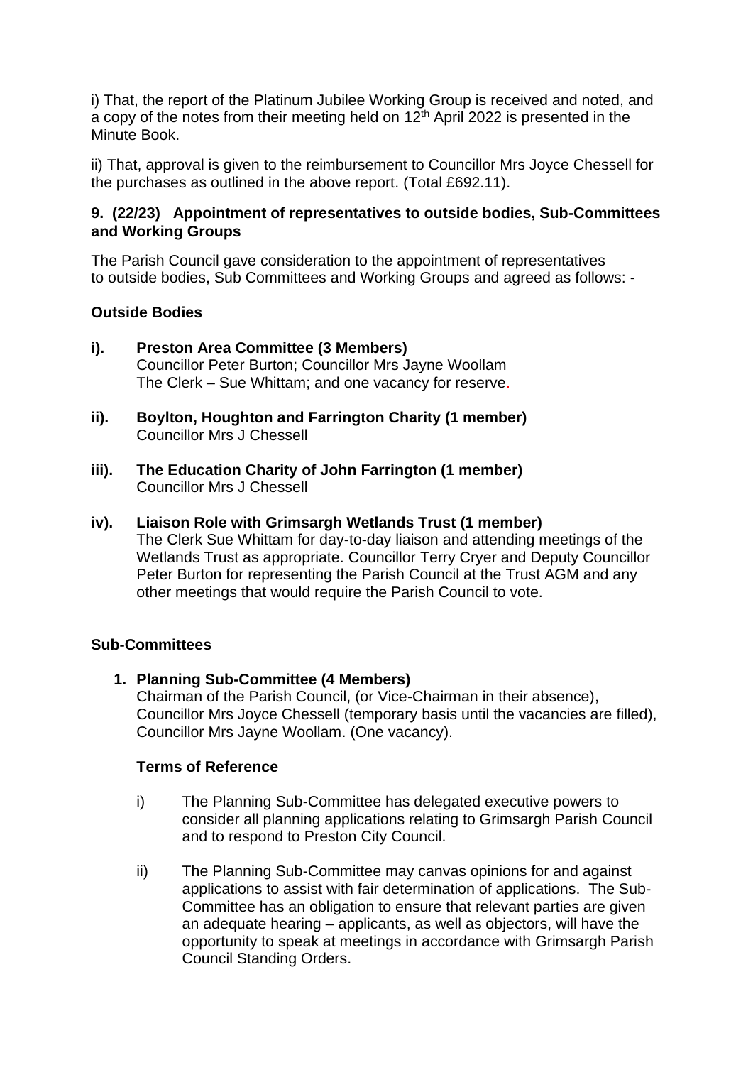i) That, the report of the Platinum Jubilee Working Group is received and noted, and a copy of the notes from their meeting held on 12th April 2022 is presented in the Minute Book.

ii) That, approval is given to the reimbursement to Councillor Mrs Joyce Chessell for the purchases as outlined in the above report. (Total £692.11).

**9. (22/23) Appointment of representatives to outside bodies, Sub-Committees and Working Groups**

The Parish Council gave consideration to the appointment of representatives to outside bodies, Sub Committees and Working Groups and agreed as follows: -

**Outside Bodies**

**i). Preston Area Committee (3 Members)**
Councillor Peter Burton; Councillor Mrs Jayne Woollam
The Clerk – Sue Whittam; and one vacancy for reserve.

**ii). Boylton, Houghton and Farrington Charity (1 member)**
Councillor Mrs J Chessell

**iii). The Education Charity of John Farrington (1 member)**
Councillor Mrs J Chessell

**iv). Liaison Role with Grimsargh Wetlands Trust (1 member)**
The Clerk Sue Whittam for day-to-day liaison and attending meetings of the Wetlands Trust as appropriate. Councillor Terry Cryer and Deputy Councillor Peter Burton for representing the Parish Council at the Trust AGM and any other meetings that would require the Parish Council to vote.

**Sub-Committees**

1. **Planning Sub-Committee (4 Members)**
Chairman of the Parish Council, (or Vice-Chairman in their absence), Councillor Mrs Joyce Chessell (temporary basis until the vacancies are filled), Councillor Mrs Jayne Woollam. (One vacancy).

**Terms of Reference**

i) The Planning Sub-Committee has delegated executive powers to consider all planning applications relating to Grimsargh Parish Council and to respond to Preston City Council.

ii) The Planning Sub-Committee may canvas opinions for and against applications to assist with fair determination of applications. The Sub-Committee has an obligation to ensure that relevant parties are given an adequate hearing – applicants, as well as objectors, will have the opportunity to speak at meetings in accordance with Grimsargh Parish Council Standing Orders.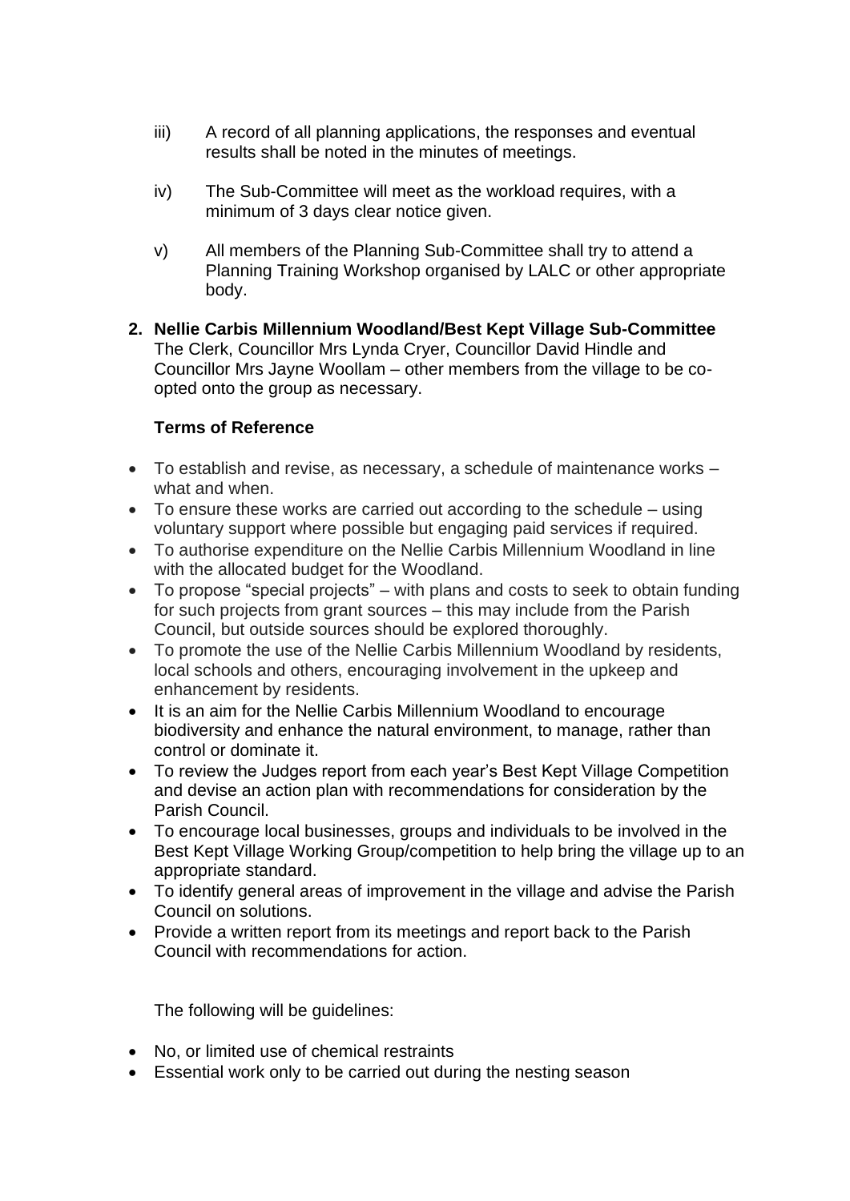iii) A record of all planning applications, the responses and eventual results shall be noted in the minutes of meetings.

iv) The Sub-Committee will meet as the workload requires, with a minimum of 3 days clear notice given.

v) All members of the Planning Sub-Committee shall try to attend a Planning Training Workshop organised by LALC or other appropriate body.

**2. Nellie Carbis Millennium Woodland/Best Kept Village Sub-Committee**
The Clerk, Councillor Mrs Lynda Cryer, Councillor David Hindle and Councillor Mrs Jayne Woollam – other members from the village to be co-opted onto the group as necessary.

**Terms of Reference**

- To establish and revise, as necessary, a schedule of maintenance works – what and when.
- To ensure these works are carried out according to the schedule – using voluntary support where possible but engaging paid services if required.
- To authorise expenditure on the Nellie Carbis Millennium Woodland in line with the allocated budget for the Woodland.
- To propose "special projects" – with plans and costs to seek to obtain funding for such projects from grant sources – this may include from the Parish Council, but outside sources should be explored thoroughly.
- To promote the use of the Nellie Carbis Millennium Woodland by residents, local schools and others, encouraging involvement in the upkeep and enhancement by residents.
- It is an aim for the Nellie Carbis Millennium Woodland to encourage biodiversity and enhance the natural environment, to manage, rather than control or dominate it.
- To review the Judges report from each year's Best Kept Village Competition and devise an action plan with recommendations for consideration by the Parish Council.
- To encourage local businesses, groups and individuals to be involved in the Best Kept Village Working Group/competition to help bring the village up to an appropriate standard.
- To identify general areas of improvement in the village and advise the Parish Council on solutions.
- Provide a written report from its meetings and report back to the Parish Council with recommendations for action.

The following will be guidelines:

- No, or limited use of chemical restraints
- Essential work only to be carried out during the nesting season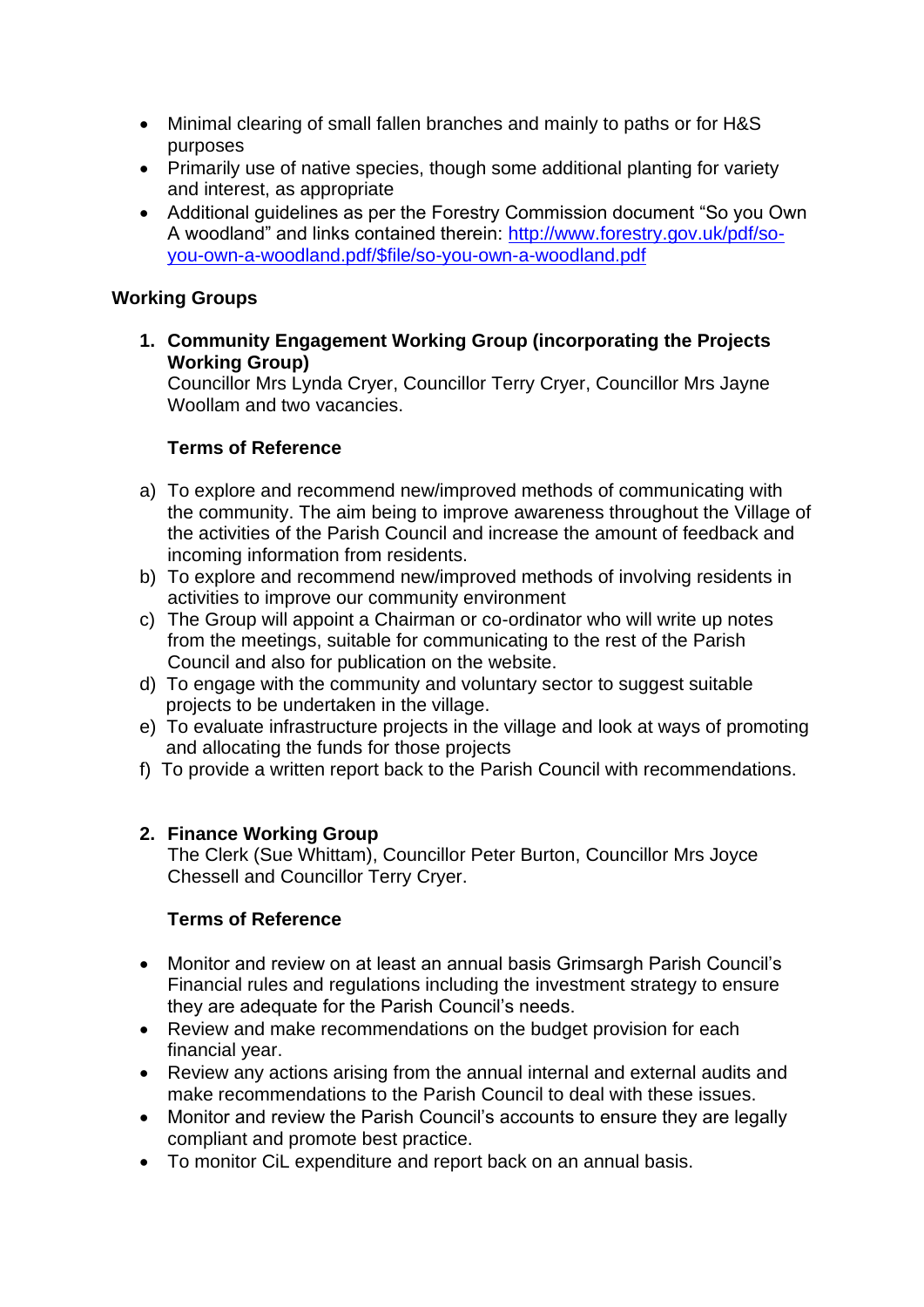- Minimal clearing of small fallen branches and mainly to paths or for H&S purposes
- Primarily use of native species, though some additional planting for variety and interest, as appropriate
- Additional guidelines as per the Forestry Commission document "So you Own A woodland" and links contained therein: [http://www.forestry.gov.uk/pdf/so-you-own-a-woodland.pdf/$file/so-you-own-a-woodland.pdf](http://www.forestry.gov.uk/pdf/so-you-own-a-woodland.pdf/$file/so-you-own-a-woodland.pdf)

## Working Groups

**1. Community Engagement Working Group (incorporating the Projects Working Group)**

Councillor Mrs Lynda Cryer, Councillor Terry Cryer, Councillor Mrs Jayne Woollam and two vacancies.

**Terms of Reference**

a) To explore and recommend new/improved methods of communicating with the community. The aim being to improve awareness throughout the Village of the activities of the Parish Council and increase the amount of feedback and incoming information from residents.

b) To explore and recommend new/improved methods of involving residents in activities to improve our community environment

c) The Group will appoint a Chairman or co-ordinator who will write up notes from the meetings, suitable for communicating to the rest of the Parish Council and also for publication on the website.

d) To engage with the community and voluntary sector to suggest suitable projects to be undertaken in the village.

e) To evaluate infrastructure projects in the village and look at ways of promoting and allocating the funds for those projects

f) To provide a written report back to the Parish Council with recommendations.

**2. Finance Working Group**

The Clerk (Sue Whittam), Councillor Peter Burton, Councillor Mrs Joyce Chessell and Councillor Terry Cryer.

**Terms of Reference**

- Monitor and review on at least an annual basis Grimsargh Parish Council's Financial rules and regulations including the investment strategy to ensure they are adequate for the Parish Council's needs.
- Review and make recommendations on the budget provision for each financial year.
- Review any actions arising from the annual internal and external audits and make recommendations to the Parish Council to deal with these issues.
- Monitor and review the Parish Council's accounts to ensure they are legally compliant and promote best practice.
- To monitor CiL expenditure and report back on an annual basis.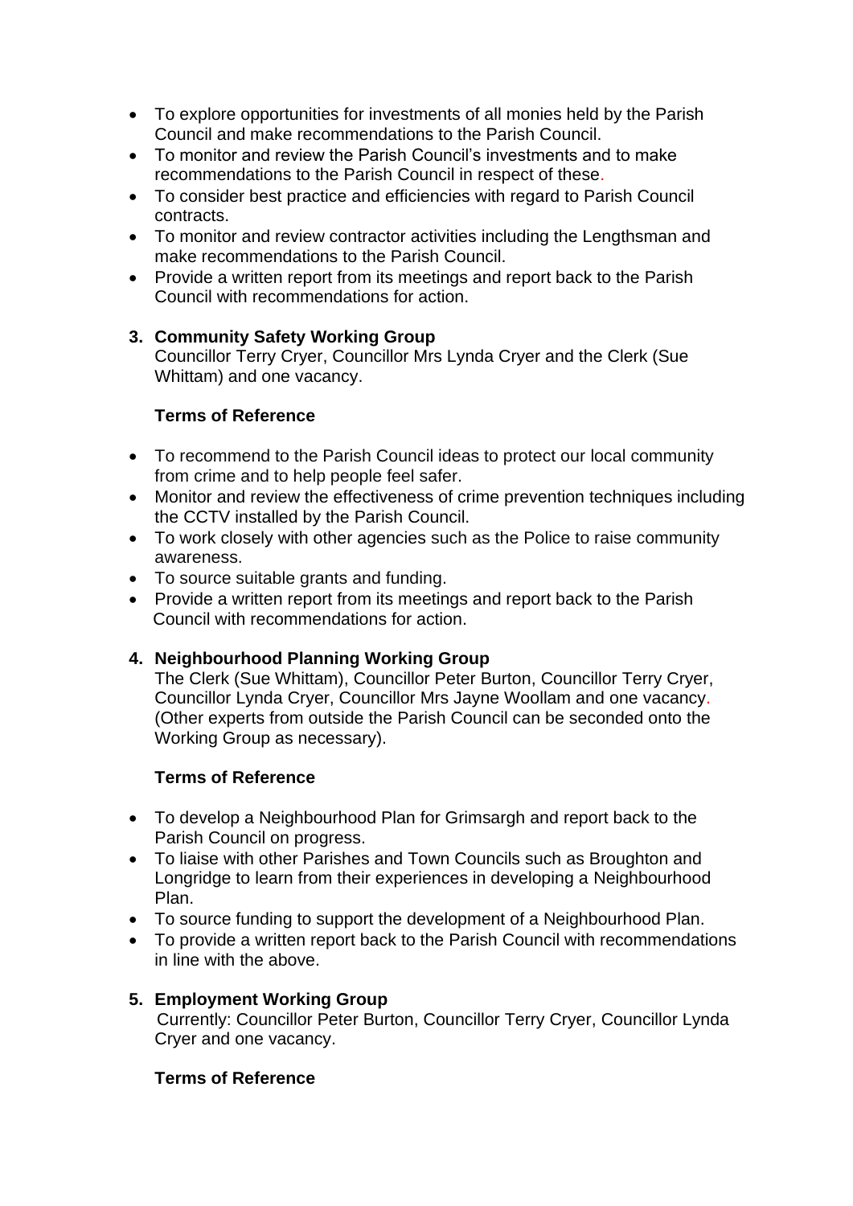- To explore opportunities for investments of all monies held by the Parish Council and make recommendations to the Parish Council.
- To monitor and review the Parish Council's investments and to make recommendations to the Parish Council in respect of these.
- To consider best practice and efficiencies with regard to Parish Council contracts.
- To monitor and review contractor activities including the Lengthsman and make recommendations to the Parish Council.
- Provide a written report from its meetings and report back to the Parish Council with recommendations for action.

3. **Community Safety Working Group**

   Councillor Terry Cryer, Councillor Mrs Lynda Cryer and the Clerk (Sue Whittam) and one vacancy.

   **Terms of Reference**

- To recommend to the Parish Council ideas to protect our local community from crime and to help people feel safer.
- Monitor and review the effectiveness of crime prevention techniques including the CCTV installed by the Parish Council.
- To work closely with other agencies such as the Police to raise community awareness.
- To source suitable grants and funding.
- Provide a written report from its meetings and report back to the Parish Council with recommendations for action.

4. **Neighbourhood Planning Working Group**

   The Clerk (Sue Whittam), Councillor Peter Burton, Councillor Terry Cryer, Councillor Lynda Cryer, Councillor Mrs Jayne Woollam and one vacancy. (Other experts from outside the Parish Council can be seconded onto the Working Group as necessary).

   **Terms of Reference**

- To develop a Neighbourhood Plan for Grimsargh and report back to the Parish Council on progress.
- To liaise with other Parishes and Town Councils such as Broughton and Longridge to learn from their experiences in developing a Neighbourhood Plan.
- To source funding to support the development of a Neighbourhood Plan.
- To provide a written report back to the Parish Council with recommendations in line with the above.

5. **Employment Working Group**

   Currently: Councillor Peter Burton, Councillor Terry Cryer, Councillor Lynda Cryer and one vacancy.

   **Terms of Reference**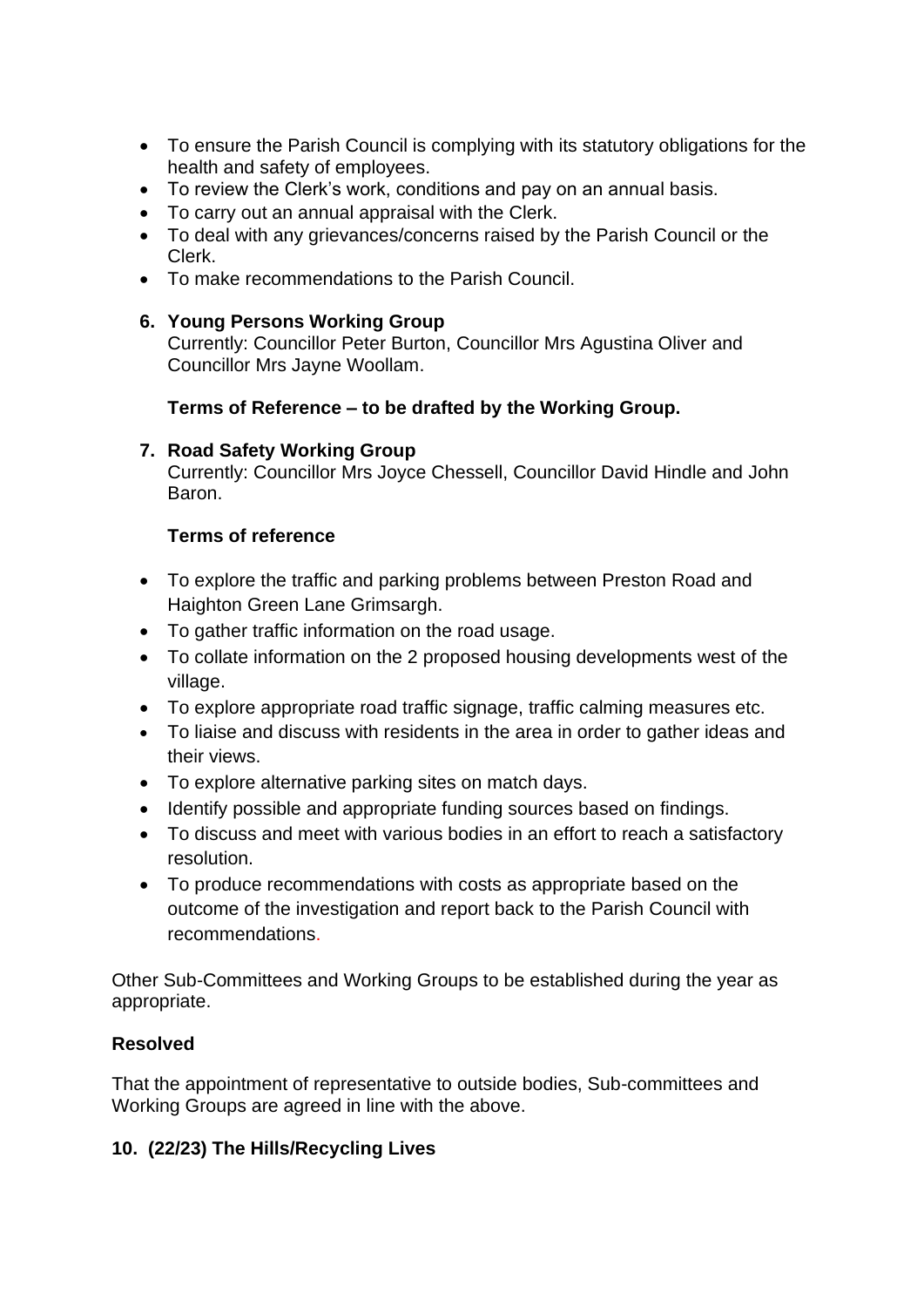- To ensure the Parish Council is complying with its statutory obligations for the health and safety of employees.
- To review the Clerk's work, conditions and pay on an annual basis.
- To carry out an annual appraisal with the Clerk.
- To deal with any grievances/concerns raised by the Parish Council or the Clerk.
- To make recommendations to the Parish Council.

6. **Young Persons Working Group**
   Currently: Councillor Peter Burton, Councillor Mrs Agustina Oliver and Councillor Mrs Jayne Woollam.

   **Terms of Reference – to be drafted by the Working Group.**

7. **Road Safety Working Group**
   Currently: Councillor Mrs Joyce Chessell, Councillor David Hindle and John Baron.

   **Terms of reference**

- To explore the traffic and parking problems between Preston Road and Haighton Green Lane Grimsargh.
- To gather traffic information on the road usage.
- To collate information on the 2 proposed housing developments west of the village.
- To explore appropriate road traffic signage, traffic calming measures etc.
- To liaise and discuss with residents in the area in order to gather ideas and their views.
- To explore alternative parking sites on match days.
- Identify possible and appropriate funding sources based on findings.
- To discuss and meet with various bodies in an effort to reach a satisfactory resolution.
- To produce recommendations with costs as appropriate based on the outcome of the investigation and report back to the Parish Council with recommendations.

Other Sub-Committees and Working Groups to be established during the year as appropriate.

**Resolved**

That the appointment of representative to outside bodies, Sub-committees and Working Groups are agreed in line with the above.

**10. (22/23) The Hills/Recycling Lives**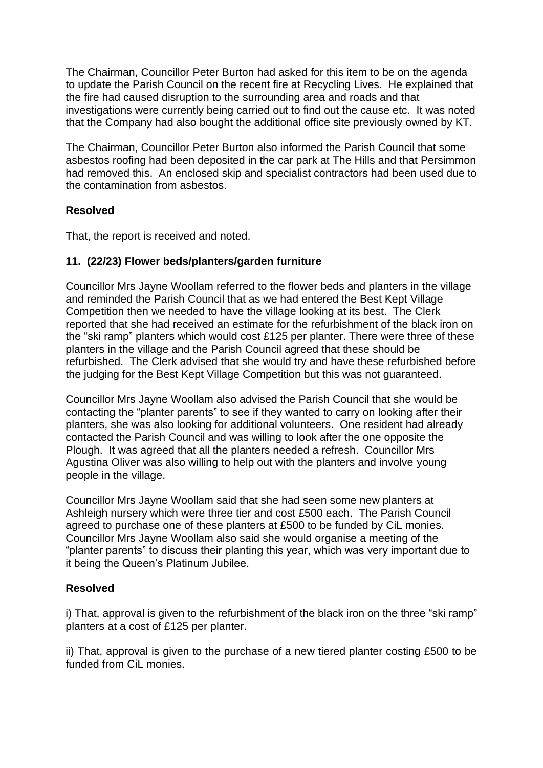The Chairman, Councillor Peter Burton had asked for this item to be on the agenda to update the Parish Council on the recent fire at Recycling Lives. He explained that the fire had caused disruption to the surrounding area and roads and that investigations were currently being carried out to find out the cause etc. It was noted that the Company had also bought the additional office site previously owned by KT.

The Chairman, Councillor Peter Burton also informed the Parish Council that some asbestos roofing had been deposited in the car park at The Hills and that Persimmon had removed this. An enclosed skip and specialist contractors had been used due to the contamination from asbestos.

**Resolved**

That, the report is received and noted.

**11. (22/23) Flower beds/planters/garden furniture**

Councillor Mrs Jayne Woollam referred to the flower beds and planters in the village and reminded the Parish Council that as we had entered the Best Kept Village Competition then we needed to have the village looking at its best. The Clerk reported that she had received an estimate for the refurbishment of the black iron on the "ski ramp" planters which would cost £125 per planter. There were three of these planters in the village and the Parish Council agreed that these should be refurbished. The Clerk advised that she would try and have these refurbished before the judging for the Best Kept Village Competition but this was not guaranteed.

Councillor Mrs Jayne Woollam also advised the Parish Council that she would be contacting the "planter parents" to see if they wanted to carry on looking after their planters, she was also looking for additional volunteers. One resident had already contacted the Parish Council and was willing to look after the one opposite the Plough. It was agreed that all the planters needed a refresh. Councillor Mrs Agustina Oliver was also willing to help out with the planters and involve young people in the village.

Councillor Mrs Jayne Woollam said that she had seen some new planters at Ashleigh nursery which were three tier and cost £500 each. The Parish Council agreed to purchase one of these planters at £500 to be funded by CiL monies. Councillor Mrs Jayne Woollam also said she would organise a meeting of the "planter parents" to discuss their planting this year, which was very important due to it being the Queen's Platinum Jubilee.

**Resolved**

i) That, approval is given to the refurbishment of the black iron on the three "ski ramp" planters at a cost of £125 per planter.

ii) That, approval is given to the purchase of a new tiered planter costing £500 to be funded from CiL monies.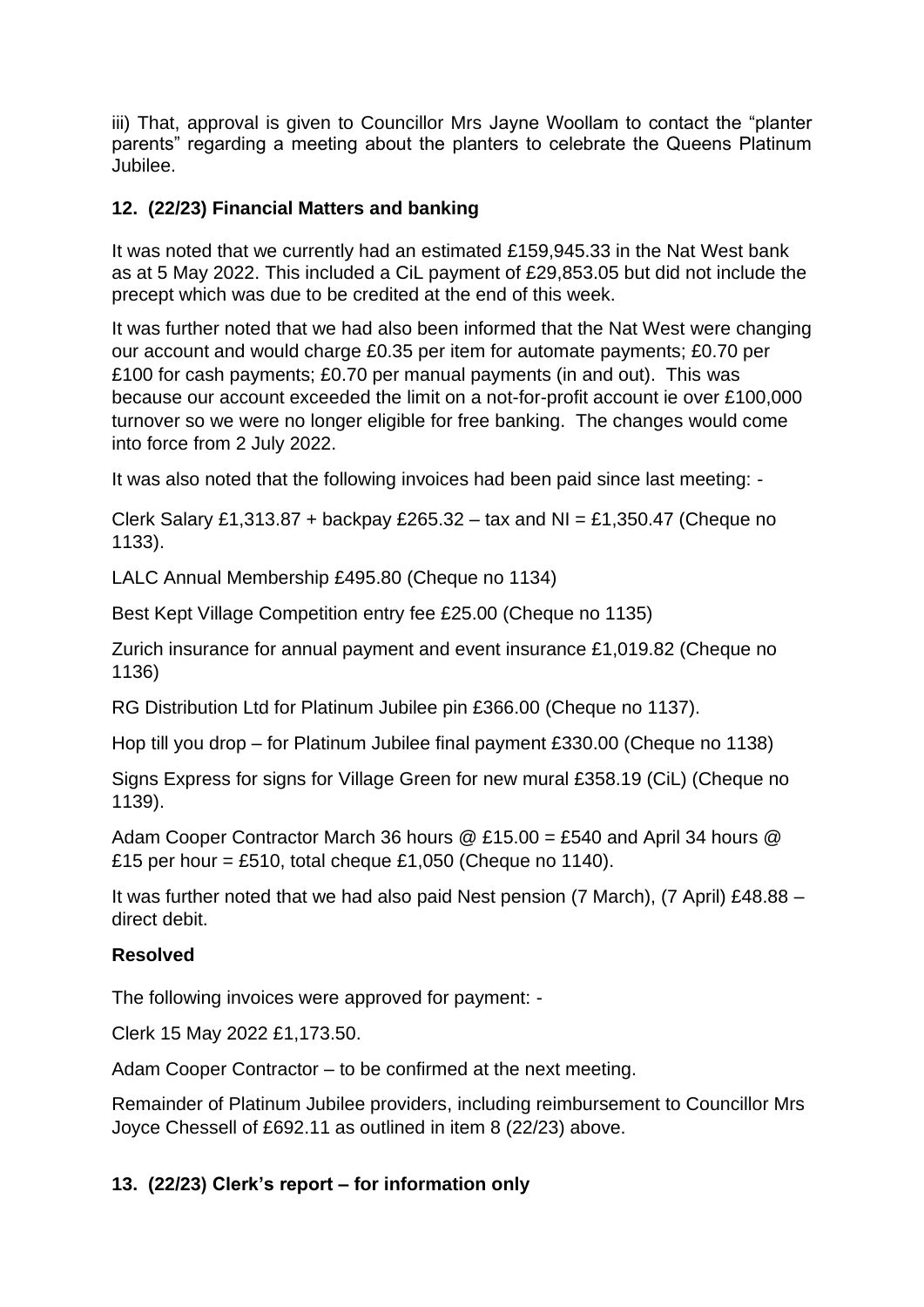iii) That, approval is given to Councillor Mrs Jayne Woollam to contact the "planter parents" regarding a meeting about the planters to celebrate the Queens Platinum Jubilee.

## 12. (22/23) Financial Matters and banking

It was noted that we currently had an estimated £159,945.33 in the Nat West bank as at 5 May 2022. This included a CiL payment of £29,853.05 but did not include the precept which was due to be credited at the end of this week.

It was further noted that we had also been informed that the Nat West were changing our account and would charge £0.35 per item for automate payments; £0.70 per £100 for cash payments; £0.70 per manual payments (in and out). This was because our account exceeded the limit on a not-for-profit account ie over £100,000 turnover so we were no longer eligible for free banking. The changes would come into force from 2 July 2022.

It was also noted that the following invoices had been paid since last meeting: -

Clerk Salary £1,313.87 + backpay £265.32 – tax and NI = £1,350.47 (Cheque no 1133).

LALC Annual Membership £495.80 (Cheque no 1134)

Best Kept Village Competition entry fee £25.00 (Cheque no 1135)

Zurich insurance for annual payment and event insurance £1,019.82 (Cheque no 1136)

RG Distribution Ltd for Platinum Jubilee pin £366.00 (Cheque no 1137).

Hop till you drop – for Platinum Jubilee final payment £330.00 (Cheque no 1138)

Signs Express for signs for Village Green for new mural £358.19 (CiL) (Cheque no 1139).

Adam Cooper Contractor March 36 hours @ £15.00 = £540 and April 34 hours @ £15 per hour = £510, total cheque £1,050 (Cheque no 1140).

It was further noted that we had also paid Nest pension (7 March), (7 April) £48.88 – direct debit.

**Resolved**

The following invoices were approved for payment: -

Clerk 15 May 2022 £1,173.50.

Adam Cooper Contractor – to be confirmed at the next meeting.

Remainder of Platinum Jubilee providers, including reimbursement to Councillor Mrs Joyce Chessell of £692.11 as outlined in item 8 (22/23) above.

## 13. (22/23) Clerk's report – for information only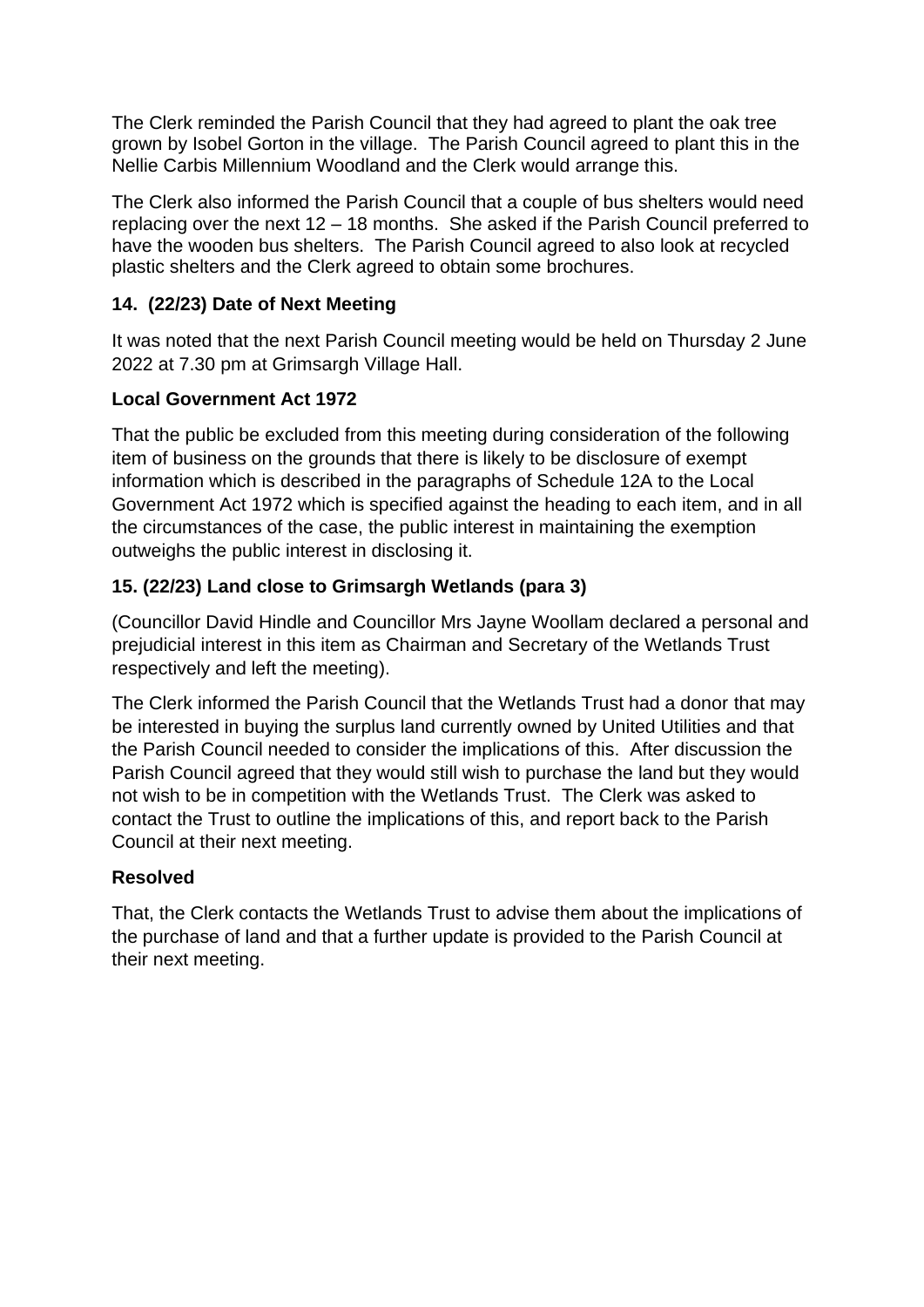The Clerk reminded the Parish Council that they had agreed to plant the oak tree grown by Isobel Gorton in the village. The Parish Council agreed to plant this in the Nellie Carbis Millennium Woodland and the Clerk would arrange this.

The Clerk also informed the Parish Council that a couple of bus shelters would need replacing over the next 12 – 18 months. She asked if the Parish Council preferred to have the wooden bus shelters. The Parish Council agreed to also look at recycled plastic shelters and the Clerk agreed to obtain some brochures.

### 14. (22/23) Date of Next Meeting

It was noted that the next Parish Council meeting would be held on Thursday 2 June 2022 at 7.30 pm at Grimsargh Village Hall.

### Local Government Act 1972

That the public be excluded from this meeting during consideration of the following item of business on the grounds that there is likely to be disclosure of exempt information which is described in the paragraphs of Schedule 12A to the Local Government Act 1972 which is specified against the heading to each item, and in all the circumstances of the case, the public interest in maintaining the exemption outweighs the public interest in disclosing it.

### 15. (22/23) Land close to Grimsargh Wetlands (para 3)

(Councillor David Hindle and Councillor Mrs Jayne Woollam declared a personal and prejudicial interest in this item as Chairman and Secretary of the Wetlands Trust respectively and left the meeting).

The Clerk informed the Parish Council that the Wetlands Trust had a donor that may be interested in buying the surplus land currently owned by United Utilities and that the Parish Council needed to consider the implications of this. After discussion the Parish Council agreed that they would still wish to purchase the land but they would not wish to be in competition with the Wetlands Trust. The Clerk was asked to contact the Trust to outline the implications of this, and report back to the Parish Council at their next meeting.

**Resolved**

That, the Clerk contacts the Wetlands Trust to advise them about the implications of the purchase of land and that a further update is provided to the Parish Council at their next meeting.